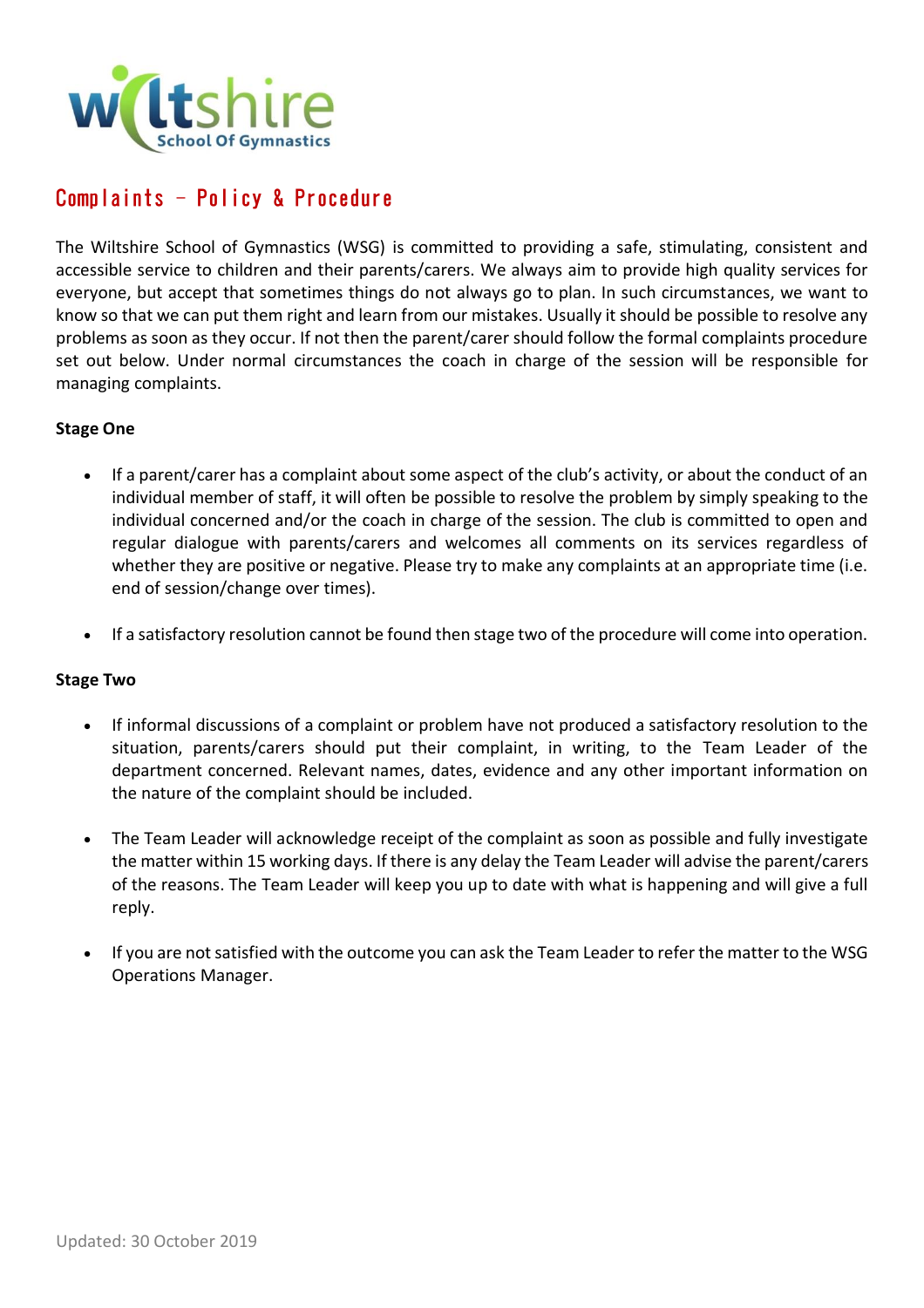# Complaints – Policy & Procedure

The Wiltshire School of Gymnastics (WSG) is committed to providing a safe, stimulating, consistent and accessible service to children and their parents/carers. We always aim to provide high quality services for everyone, but accept that sometimes things do not always go to plan. In such circumstances, we want to know so that we can put them right and learn from our mistakes. Usually it should be possible to resolve any problems as soon as they occur. If not then the parent/carer should follow the formal complaints procedure set out below. Under normal circumstances the coach in charge of the session will be responsible for managing complaints.

**Stage One**

- If a parent/carer has a complaint about some aspect of the club's activity, or about the conduct of an individual member of staff, it will often be possible to resolve the problem by simply speaking to the individual concerned and/or the coach in charge of the session. The club is committed to open and regular dialogue with parents/carers and welcomes all comments on its services regardless of whether they are positive or negative. Please try to make any complaints at an appropriate time (i.e. end of session/change over times).

- If a satisfactory resolution cannot be found then stage two of the procedure will come into operation.

**Stage Two**

- If informal discussions of a complaint or problem have not produced a satisfactory resolution to the situation, parents/carers should put their complaint, in writing, to the Team Leader of the department concerned. Relevant names, dates, evidence and any other important information on the nature of the complaint should be included.

- The Team Leader will acknowledge receipt of the complaint as soon as possible and fully investigate the matter within 15 working days. If there is any delay the Team Leader will advise the parent/carers of the reasons. The Team Leader will keep you up to date with what is happening and will give a full reply.

- If you are not satisfied with the outcome you can ask the Team Leader to refer the matter to the WSG Operations Manager.

Updated: 30 October 2019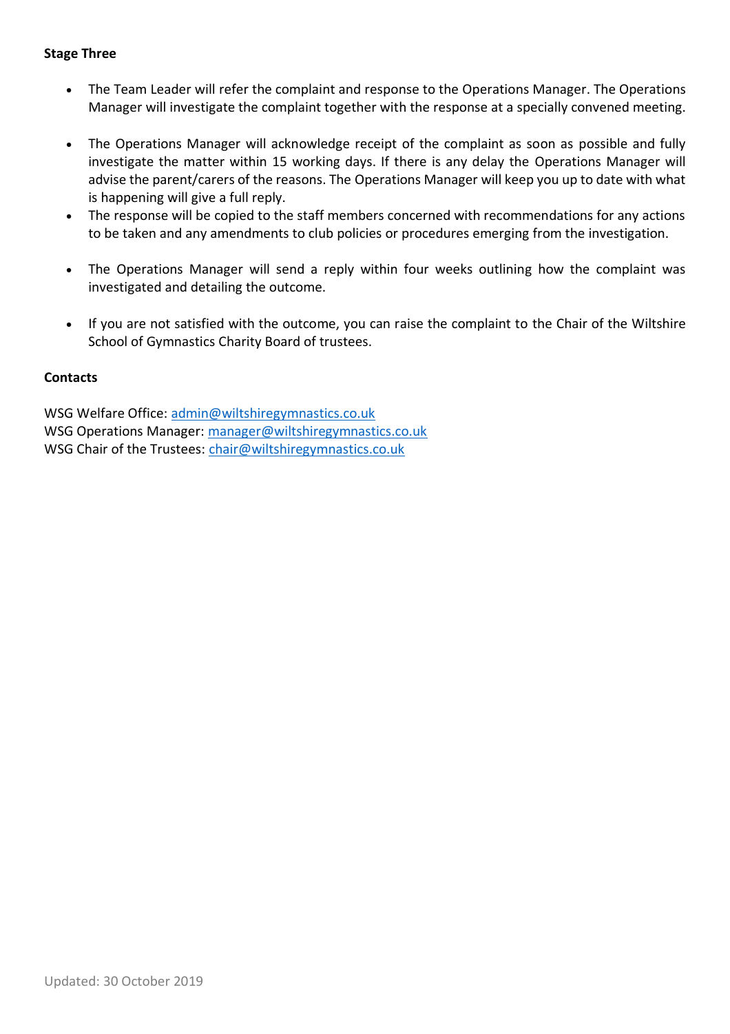**Stage Three**

- The Team Leader will refer the complaint and response to the Operations Manager. The Operations Manager will investigate the complaint together with the response at a specially convened meeting.
- The Operations Manager will acknowledge receipt of the complaint as soon as possible and fully investigate the matter within 15 working days. If there is any delay the Operations Manager will advise the parent/carers of the reasons. The Operations Manager will keep you up to date with what is happening will give a full reply.
- The response will be copied to the staff members concerned with recommendations for any actions to be taken and any amendments to club policies or procedures emerging from the investigation.
- The Operations Manager will send a reply within four weeks outlining how the complaint was investigated and detailing the outcome.
- If you are not satisfied with the outcome, you can raise the complaint to the Chair of the Wiltshire School of Gymnastics Charity Board of trustees.

**Contacts**

WSG Welfare Office: admin@wiltshiregymnastics.co.uk
WSG Operations Manager: manager@wiltshiregymnastics.co.uk
WSG Chair of the Trustees: chair@wiltshiregymnastics.co.uk

Updated: 30 October 2019